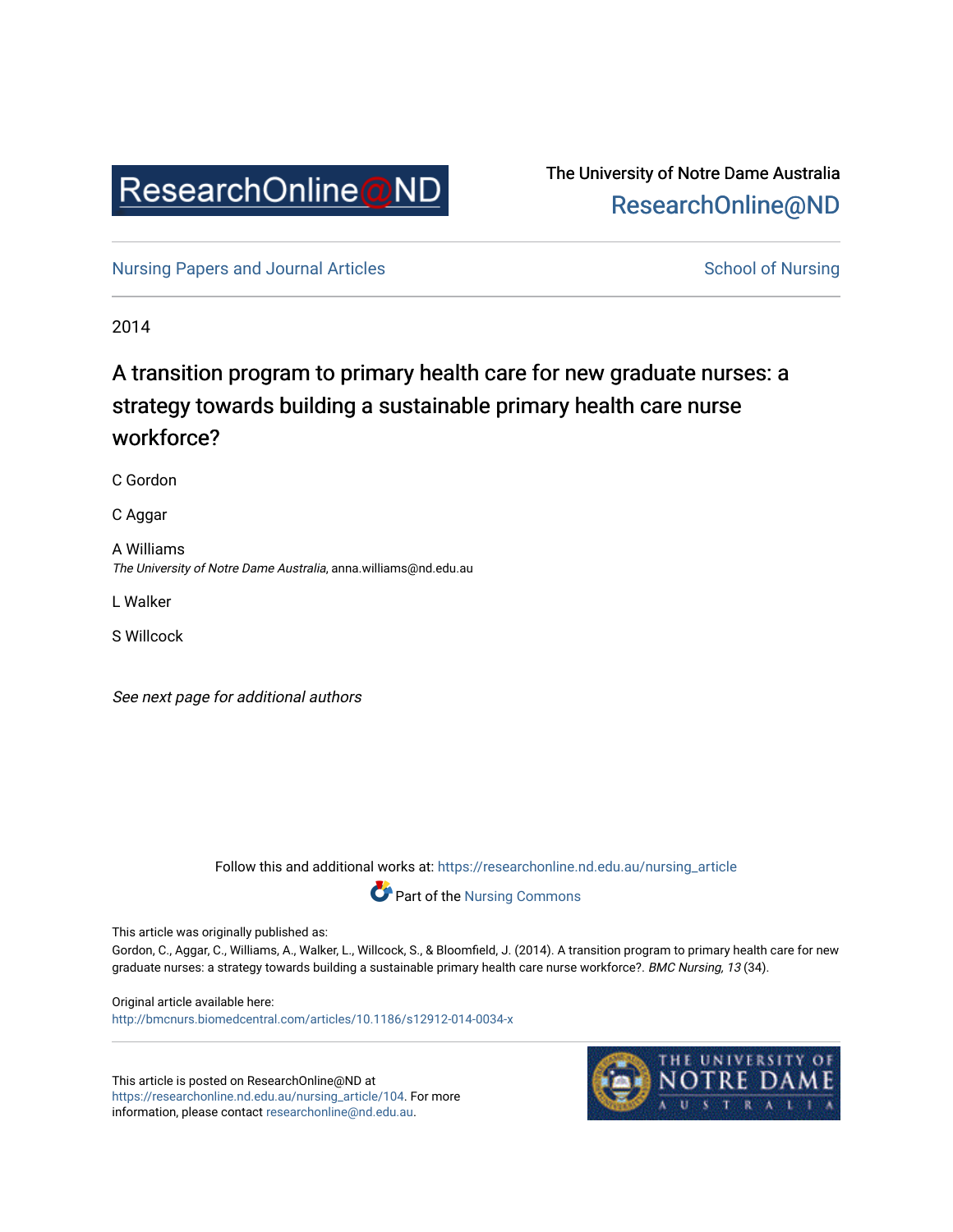ResearchOnline@ND

The University of Notre Dame Australia
ResearchOnline@ND

Nursing Papers and Journal Articles | School of Nursing

2014

# A transition program to primary health care for new graduate nurses: a strategy towards building a sustainable primary health care nurse workforce?

C Gordon

C Aggar

A Williams
*The University of Notre Dame Australia*, anna.williams@nd.edu.au

L Walker

S Willcock

*See next page for additional authors*

Follow this and additional works at: https://researchonline.nd.edu.au/nursing_article

Part of the Nursing Commons

This article was originally published as:
Gordon, C., Aggar, C., Williams, A., Walker, L., Willcock, S., & Bloomfield, J. (2014). A transition program to primary health care for new graduate nurses: a strategy towards building a sustainable primary health care nurse workforce?. *BMC Nursing, 13* (34).

Original article available here:
http://bmcnurs.biomedcentral.com/articles/10.1186/s12912-014-0034-x

This article is posted on ResearchOnline@ND at https://researchonline.nd.edu.au/nursing_article/104. For more information, please contact researchonline@nd.edu.au.

THE UNIVERSITY OF NOTRE DAME AUSTRALIA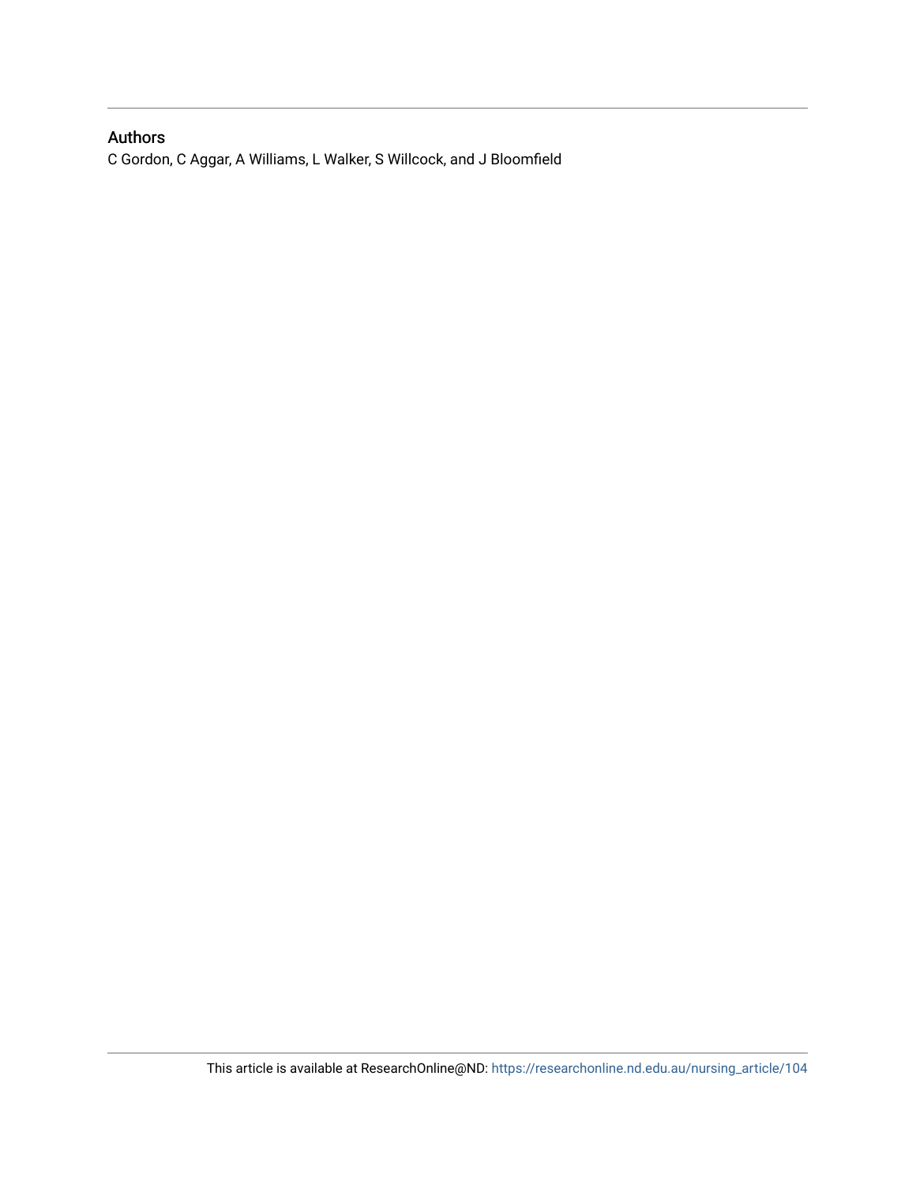## Authors

C Gordon, C Aggar, A Williams, L Walker, S Willcock, and J Bloomfield

This article is available at ResearchOnline@ND: https://researchonline.nd.edu.au/nursing_article/104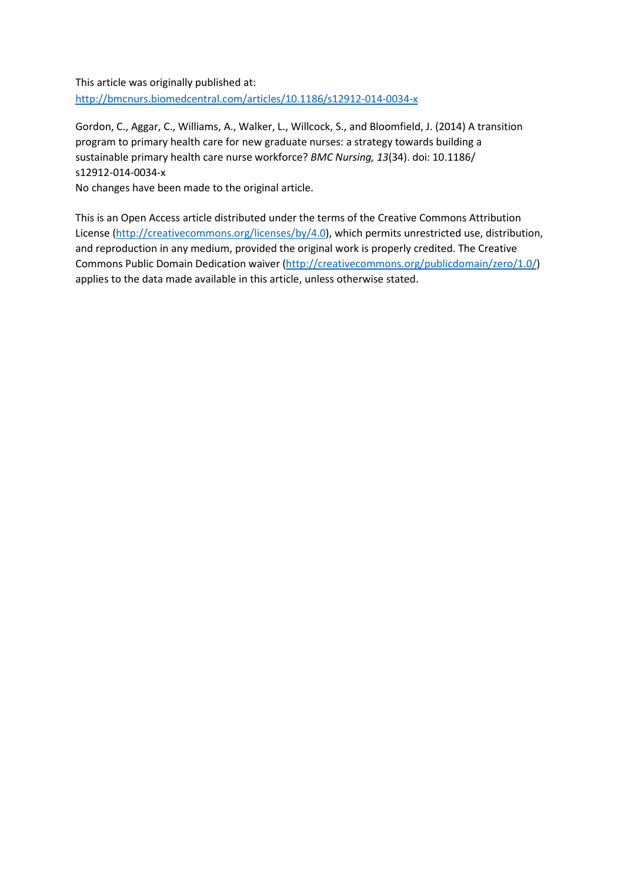This article was originally published at:
http://bmcnurs.biomedcentral.com/articles/10.1186/s12912-014-0034-x

Gordon, C., Aggar, C., Williams, A., Walker, L., Willcock, S., and Bloomfield, J. (2014) A transition program to primary health care for new graduate nurses: a strategy towards building a sustainable primary health care nurse workforce? *BMC Nursing, 13*(34). doi: 10.1186/s12912-014-0034-x
No changes have been made to the original article.

This is an Open Access article distributed under the terms of the Creative Commons Attribution License (http://creativecommons.org/licenses/by/4.0), which permits unrestricted use, distribution, and reproduction in any medium, provided the original work is properly credited. The Creative Commons Public Domain Dedication waiver (http://creativecommons.org/publicdomain/zero/1.0/) applies to the data made available in this article, unless otherwise stated.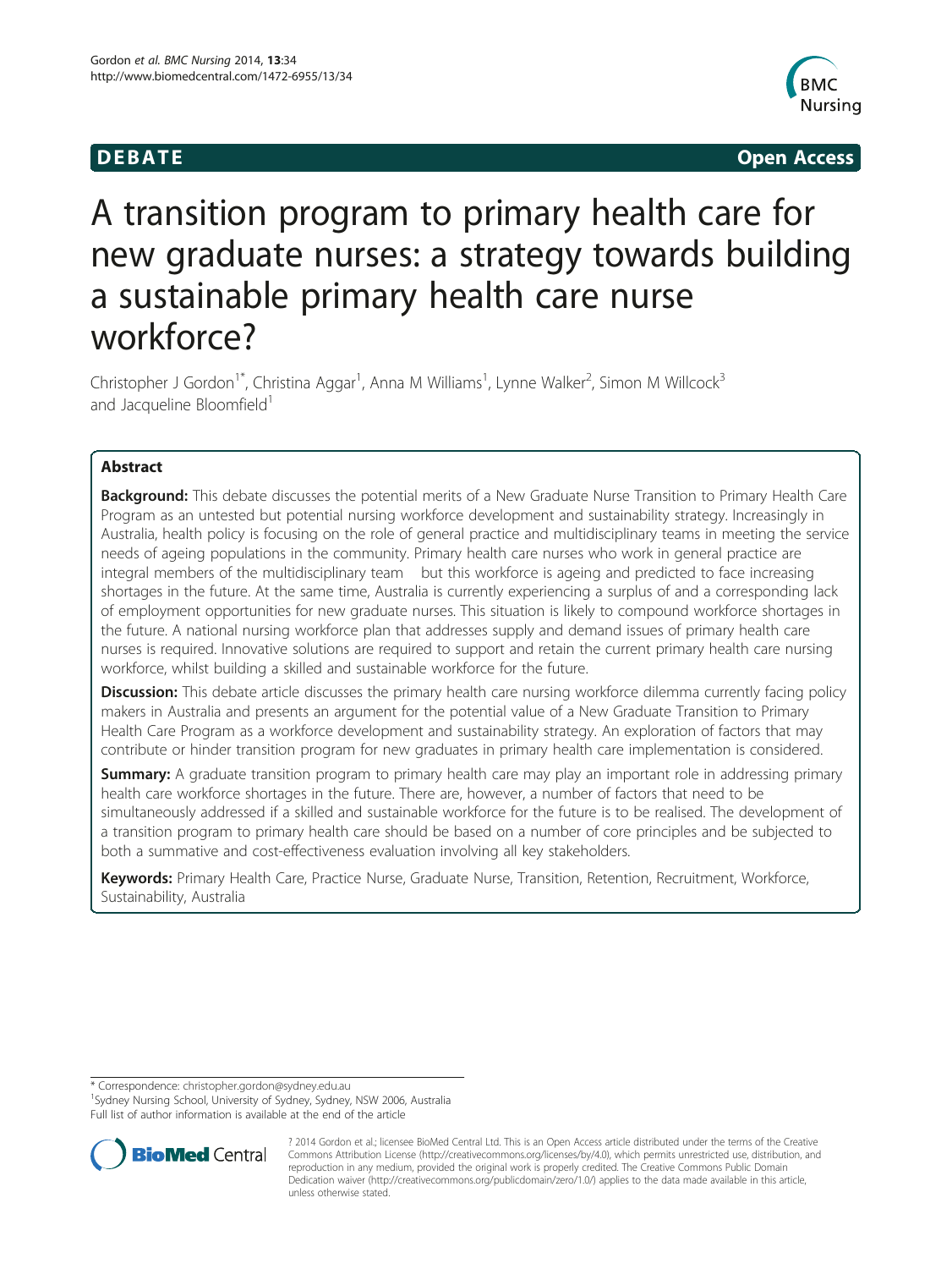# A transition program to primary health care for new graduate nurses: a strategy towards building a sustainable primary health care nurse workforce?

Christopher J Gordon[1*], Christina Aggar[1], Anna M Williams[1], Lynne Walker[2], Simon M Willcock[3] and Jacqueline Bloomfield[1]

## Abstract

**Background:** This debate discusses the potential merits of a New Graduate Nurse Transition to Primary Health Care Program as an untested but potential nursing workforce development and sustainability strategy. Increasingly in Australia, health policy is focusing on the role of general practice and multidisciplinary teams in meeting the service needs of ageing populations in the community. Primary health care nurses who work in general practice are integral members of the multidisciplinary team but this workforce is ageing and predicted to face increasing shortages in the future. At the same time, Australia is currently experiencing a surplus of and a corresponding lack of employment opportunities for new graduate nurses. This situation is likely to compound workforce shortages in the future. A national nursing workforce plan that addresses supply and demand issues of primary health care nurses is required. Innovative solutions are required to support and retain the current primary health care nursing workforce, whilst building a skilled and sustainable workforce for the future.

**Discussion:** This debate article discusses the primary health care nursing workforce dilemma currently facing policy makers in Australia and presents an argument for the potential value of a New Graduate Transition to Primary Health Care Program as a workforce development and sustainability strategy. An exploration of factors that may contribute or hinder transition program for new graduates in primary health care implementation is considered.

**Summary:** A graduate transition program to primary health care may play an important role in addressing primary health care workforce shortages in the future. There are, however, a number of factors that need to be simultaneously addressed if a skilled and sustainable workforce for the future is to be realised. The development of a transition program to primary health care should be based on a number of core principles and be subjected to both a summative and cost-effectiveness evaluation involving all key stakeholders.

**Keywords:** Primary Health Care, Practice Nurse, Graduate Nurse, Transition, Retention, Recruitment, Workforce, Sustainability, Australia

* Correspondence: christopher.gordon@sydney.edu.au
[1]Sydney Nursing School, University of Sydney, Sydney, NSW 2006, Australia
Full list of author information is available at the end of the article

? 2014 Gordon et al.; licensee BioMed Central Ltd. This is an Open Access article distributed under the terms of the Creative Commons Attribution License (http://creativecommons.org/licenses/by/4.0), which permits unrestricted use, distribution, and reproduction in any medium, provided the original work is properly credited. The Creative Commons Public Domain Dedication waiver (http://creativecommons.org/publicdomain/zero/1.0/) applies to the data made available in this article, unless otherwise stated.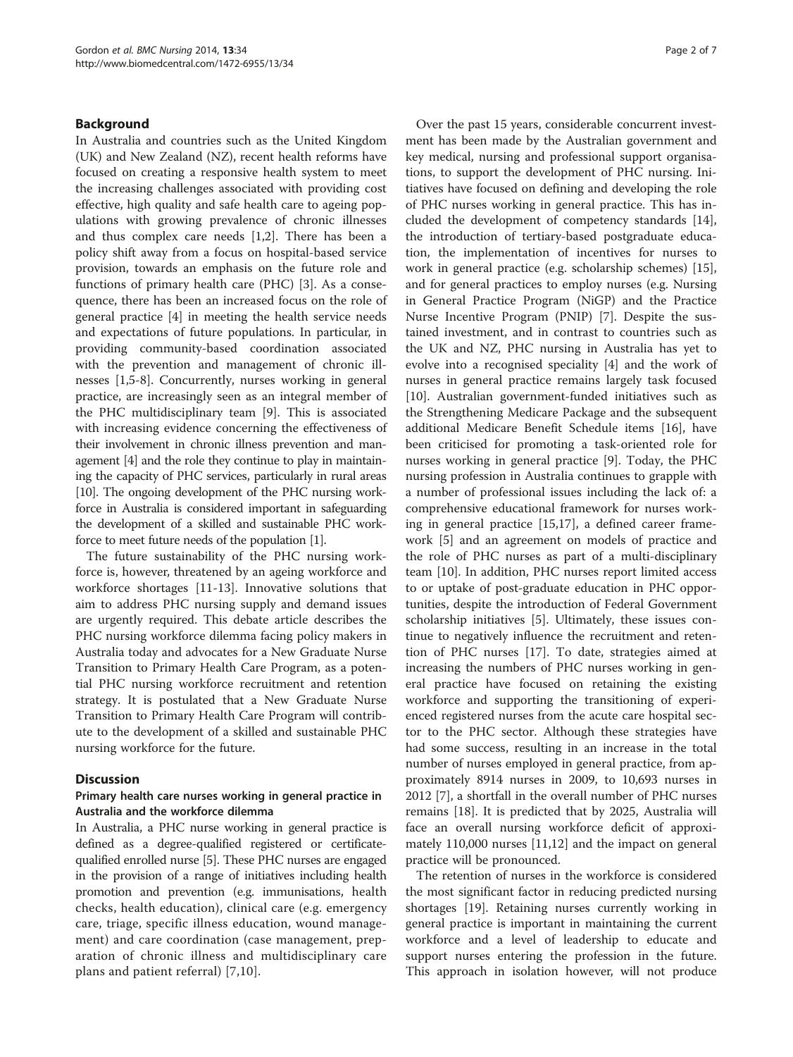## Background

In Australia and countries such as the United Kingdom (UK) and New Zealand (NZ), recent health reforms have focused on creating a responsive health system to meet the increasing challenges associated with providing cost effective, high quality and safe health care to ageing populations with growing prevalence of chronic illnesses and thus complex care needs [1,2]. There has been a policy shift away from a focus on hospital-based service provision, towards an emphasis on the future role and functions of primary health care (PHC) [3]. As a consequence, there has been an increased focus on the role of general practice [4] in meeting the health service needs and expectations of future populations. In particular, in providing community-based coordination associated with the prevention and management of chronic illnesses [1,5-8]. Concurrently, nurses working in general practice, are increasingly seen as an integral member of the PHC multidisciplinary team [9]. This is associated with increasing evidence concerning the effectiveness of their involvement in chronic illness prevention and management [4] and the role they continue to play in maintaining the capacity of PHC services, particularly in rural areas [10]. The ongoing development of the PHC nursing workforce in Australia is considered important in safeguarding the development of a skilled and sustainable PHC workforce to meet future needs of the population [1].

The future sustainability of the PHC nursing workforce is, however, threatened by an ageing workforce and workforce shortages [11-13]. Innovative solutions that aim to address PHC nursing supply and demand issues are urgently required. This debate article describes the PHC nursing workforce dilemma facing policy makers in Australia today and advocates for a New Graduate Nurse Transition to Primary Health Care Program, as a potential PHC nursing workforce recruitment and retention strategy. It is postulated that a New Graduate Nurse Transition to Primary Health Care Program will contribute to the development of a skilled and sustainable PHC nursing workforce for the future.

## Discussion

### Primary health care nurses working in general practice in Australia and the workforce dilemma

In Australia, a PHC nurse working in general practice is defined as a degree-qualified registered or certificate-qualified enrolled nurse [5]. These PHC nurses are engaged in the provision of a range of initiatives including health promotion and prevention (e.g. immunisations, health checks, health education), clinical care (e.g. emergency care, triage, specific illness education, wound management) and care coordination (case management, preparation of chronic illness and multidisciplinary care plans and patient referral) [7,10].

Over the past 15 years, considerable concurrent investment has been made by the Australian government and key medical, nursing and professional support organisations, to support the development of PHC nursing. Initiatives have focused on defining and developing the role of PHC nurses working in general practice. This has included the development of competency standards [14], the introduction of tertiary-based postgraduate education, the implementation of incentives for nurses to work in general practice (e.g. scholarship schemes) [15], and for general practices to employ nurses (e.g. Nursing in General Practice Program (NiGP) and the Practice Nurse Incentive Program (PNIP) [7]. Despite the sustained investment, and in contrast to countries such as the UK and NZ, PHC nursing in Australia has yet to evolve into a recognised speciality [4] and the work of nurses in general practice remains largely task focused [10]. Australian government-funded initiatives such as the Strengthening Medicare Package and the subsequent additional Medicare Benefit Schedule items [16], have been criticised for promoting a task-oriented role for nurses working in general practice [9]. Today, the PHC nursing profession in Australia continues to grapple with a number of professional issues including the lack of: a comprehensive educational framework for nurses working in general practice [15,17], a defined career framework [5] and an agreement on models of practice and the role of PHC nurses as part of a multi-disciplinary team [10]. In addition, PHC nurses report limited access to or uptake of post-graduate education in PHC opportunities, despite the introduction of Federal Government scholarship initiatives [5]. Ultimately, these issues continue to negatively influence the recruitment and retention of PHC nurses [17]. To date, strategies aimed at increasing the numbers of PHC nurses working in general practice have focused on retaining the existing workforce and supporting the transitioning of experienced registered nurses from the acute care hospital sector to the PHC sector. Although these strategies have had some success, resulting in an increase in the total number of nurses employed in general practice, from approximately 8914 nurses in 2009, to 10,693 nurses in 2012 [7], a shortfall in the overall number of PHC nurses remains [18]. It is predicted that by 2025, Australia will face an overall nursing workforce deficit of approximately 110,000 nurses [11,12] and the impact on general practice will be pronounced.

The retention of nurses in the workforce is considered the most significant factor in reducing predicted nursing shortages [19]. Retaining nurses currently working in general practice is important in maintaining the current workforce and a level of leadership to educate and support nurses entering the profession in the future. This approach in isolation however, will not produce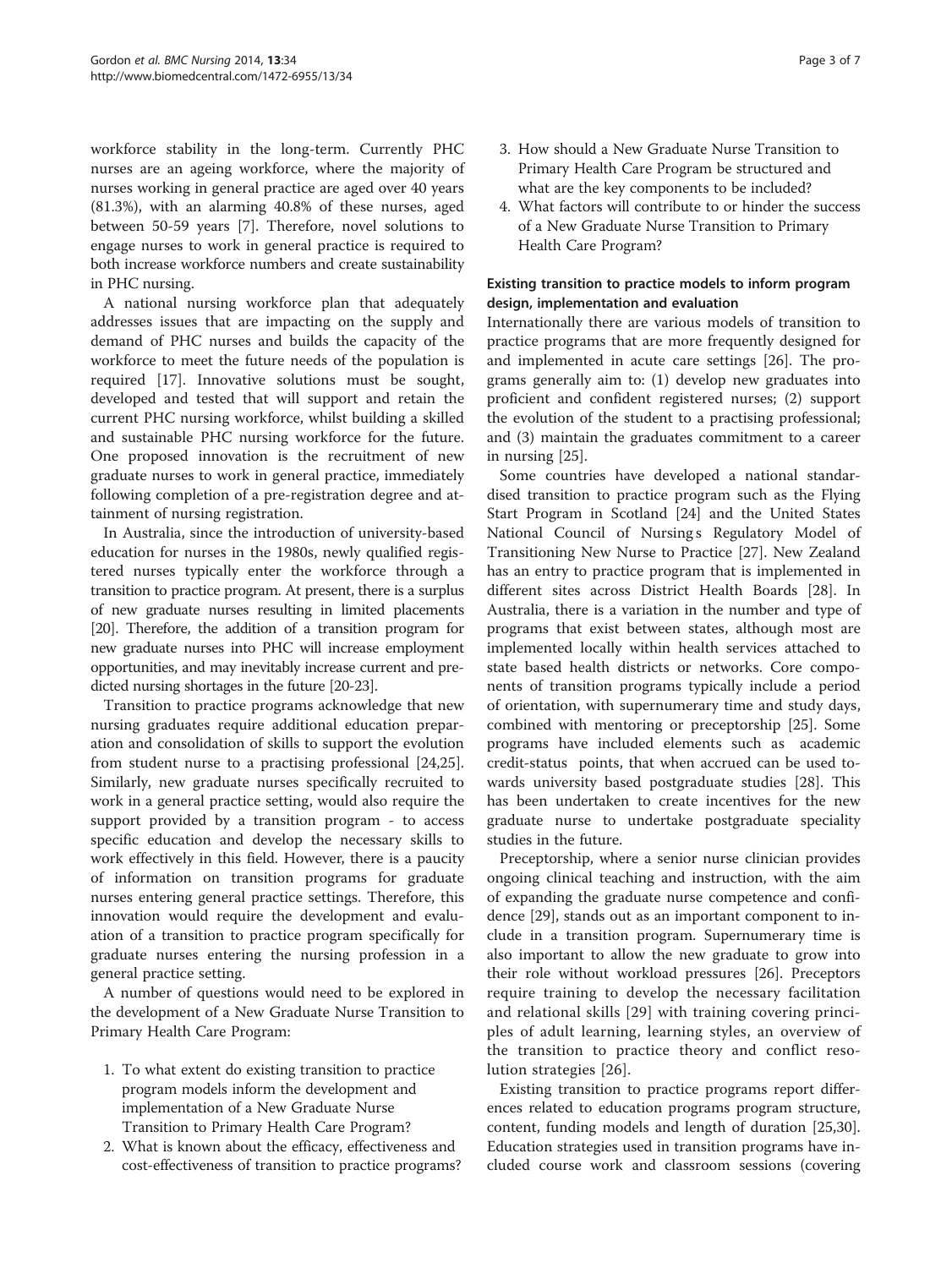workforce stability in the long-term. Currently PHC nurses are an ageing workforce, where the majority of nurses working in general practice are aged over 40 years (81.3%), with an alarming 40.8% of these nurses, aged between 50-59 years [7]. Therefore, novel solutions to engage nurses to work in general practice is required to both increase workforce numbers and create sustainability in PHC nursing.

A national nursing workforce plan that adequately addresses issues that are impacting on the supply and demand of PHC nurses and builds the capacity of the workforce to meet the future needs of the population is required [17]. Innovative solutions must be sought, developed and tested that will support and retain the current PHC nursing workforce, whilst building a skilled and sustainable PHC nursing workforce for the future. One proposed innovation is the recruitment of new graduate nurses to work in general practice, immediately following completion of a pre-registration degree and attainment of nursing registration.

In Australia, since the introduction of university-based education for nurses in the 1980s, newly qualified registered nurses typically enter the workforce through a transition to practice program. At present, there is a surplus of new graduate nurses resulting in limited placements [20]. Therefore, the addition of a transition program for new graduate nurses into PHC will increase employment opportunities, and may inevitably increase current and predicted nursing shortages in the future [20-23].

Transition to practice programs acknowledge that new nursing graduates require additional education preparation and consolidation of skills to support the evolution from student nurse to a practising professional [24,25]. Similarly, new graduate nurses specifically recruited to work in a general practice setting, would also require the support provided by a transition program - to access specific education and develop the necessary skills to work effectively in this field. However, there is a paucity of information on transition programs for graduate nurses entering general practice settings. Therefore, this innovation would require the development and evaluation of a transition to practice program specifically for graduate nurses entering the nursing profession in a general practice setting.

A number of questions would need to be explored in the development of a New Graduate Nurse Transition to Primary Health Care Program:

1. To what extent do existing transition to practice program models inform the development and implementation of a New Graduate Nurse Transition to Primary Health Care Program?
2. What is known about the efficacy, effectiveness and cost-effectiveness of transition to practice programs?
3. How should a New Graduate Nurse Transition to Primary Health Care Program be structured and what are the key components to be included?
4. What factors will contribute to or hinder the success of a New Graduate Nurse Transition to Primary Health Care Program?

### Existing transition to practice models to inform program design, implementation and evaluation

Internationally there are various models of transition to practice programs that are more frequently designed for and implemented in acute care settings [26]. The programs generally aim to: (1) develop new graduates into proficient and confident registered nurses; (2) support the evolution of the student to a practising professional; and (3) maintain the graduates commitment to a career in nursing [25].

Some countries have developed a national standardised transition to practice program such as the Flying Start Program in Scotland [24] and the United States National Council of Nursing s Regulatory Model of Transitioning New Nurse to Practice [27]. New Zealand has an entry to practice program that is implemented in different sites across District Health Boards [28]. In Australia, there is a variation in the number and type of programs that exist between states, although most are implemented locally within health services attached to state based health districts or networks. Core components of transition programs typically include a period of orientation, with supernumerary time and study days, combined with mentoring or preceptorship [25]. Some programs have included elements such as academic credit-status points, that when accrued can be used towards university based postgraduate studies [28]. This has been undertaken to create incentives for the new graduate nurse to undertake postgraduate speciality studies in the future.

Preceptorship, where a senior nurse clinician provides ongoing clinical teaching and instruction, with the aim of expanding the graduate nurse competence and confidence [29], stands out as an important component to include in a transition program. Supernumerary time is also important to allow the new graduate to grow into their role without workload pressures [26]. Preceptors require training to develop the necessary facilitation and relational skills [29] with training covering principles of adult learning, learning styles, an overview of the transition to practice theory and conflict resolution strategies [26].

Existing transition to practice programs report differences related to education programs program structure, content, funding models and length of duration [25,30]. Education strategies used in transition programs have included course work and classroom sessions (covering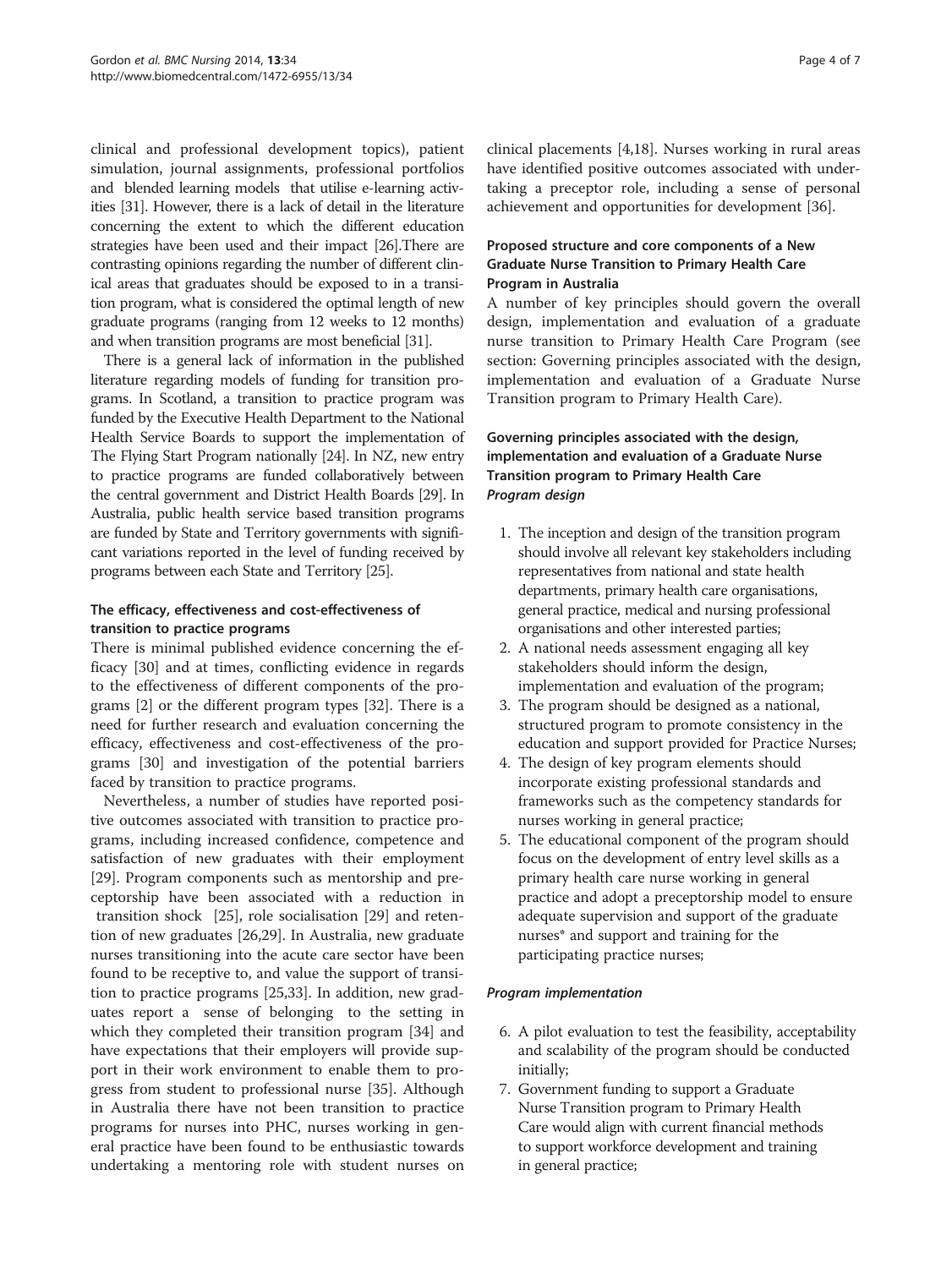clinical and professional development topics), patient simulation, journal assignments, professional portfolios and blended learning models that utilise e-learning activities [31]. However, there is a lack of detail in the literature concerning the extent to which the different education strategies have been used and their impact [26].There are contrasting opinions regarding the number of different clinical areas that graduates should be exposed to in a transition program, what is considered the optimal length of new graduate programs (ranging from 12 weeks to 12 months) and when transition programs are most beneficial [31].

There is a general lack of information in the published literature regarding models of funding for transition programs. In Scotland, a transition to practice program was funded by the Executive Health Department to the National Health Service Boards to support the implementation of The Flying Start Program nationally [24]. In NZ, new entry to practice programs are funded collaboratively between the central government and District Health Boards [29]. In Australia, public health service based transition programs are funded by State and Territory governments with significant variations reported in the level of funding received by programs between each State and Territory [25].

### The efficacy, effectiveness and cost-effectiveness of transition to practice programs

There is minimal published evidence concerning the efficacy [30] and at times, conflicting evidence in regards to the effectiveness of different components of the programs [2] or the different program types [32]. There is a need for further research and evaluation concerning the efficacy, effectiveness and cost-effectiveness of the programs [30] and investigation of the potential barriers faced by transition to practice programs.

Nevertheless, a number of studies have reported positive outcomes associated with transition to practice programs, including increased confidence, competence and satisfaction of new graduates with their employment [29]. Program components such as mentorship and preceptorship have been associated with a reduction in transition shock [25], role socialisation [29] and retention of new graduates [26,29]. In Australia, new graduate nurses transitioning into the acute care sector have been found to be receptive to, and value the support of transition to practice programs [25,33]. In addition, new graduates report a sense of belonging to the setting in which they completed their transition program [34] and have expectations that their employers will provide support in their work environment to enable them to progress from student to professional nurse [35]. Although in Australia there have not been transition to practice programs for nurses into PHC, nurses working in general practice have been found to be enthusiastic towards undertaking a mentoring role with student nurses on clinical placements [4,18]. Nurses working in rural areas have identified positive outcomes associated with undertaking a preceptor role, including a sense of personal achievement and opportunities for development [36].

### Proposed structure and core components of a New Graduate Nurse Transition to Primary Health Care Program in Australia

A number of key principles should govern the overall design, implementation and evaluation of a graduate nurse transition to Primary Health Care Program (see section: Governing principles associated with the design, implementation and evaluation of a Graduate Nurse Transition program to Primary Health Care).

### Governing principles associated with the design, implementation and evaluation of a Graduate Nurse Transition program to Primary Health Care

#### *Program design*

1. The inception and design of the transition program should involve all relevant key stakeholders including representatives from national and state health departments, primary health care organisations, general practice, medical and nursing professional organisations and other interested parties;
2. A national needs assessment engaging all key stakeholders should inform the design, implementation and evaluation of the program;
3. The program should be designed as a national, structured program to promote consistency in the education and support provided for Practice Nurses;
4. The design of key program elements should incorporate existing professional standards and frameworks such as the competency standards for nurses working in general practice;
5. The educational component of the program should focus on the development of entry level skills as a primary health care nurse working in general practice and adopt a preceptorship model to ensure adequate supervision and support of the graduate nurses* and support and training for the participating practice nurses;

#### *Program implementation*

6. A pilot evaluation to test the feasibility, acceptability and scalability of the program should be conducted initially;
7. Government funding to support a Graduate Nurse Transition program to Primary Health Care would align with current financial methods to support workforce development and training in general practice;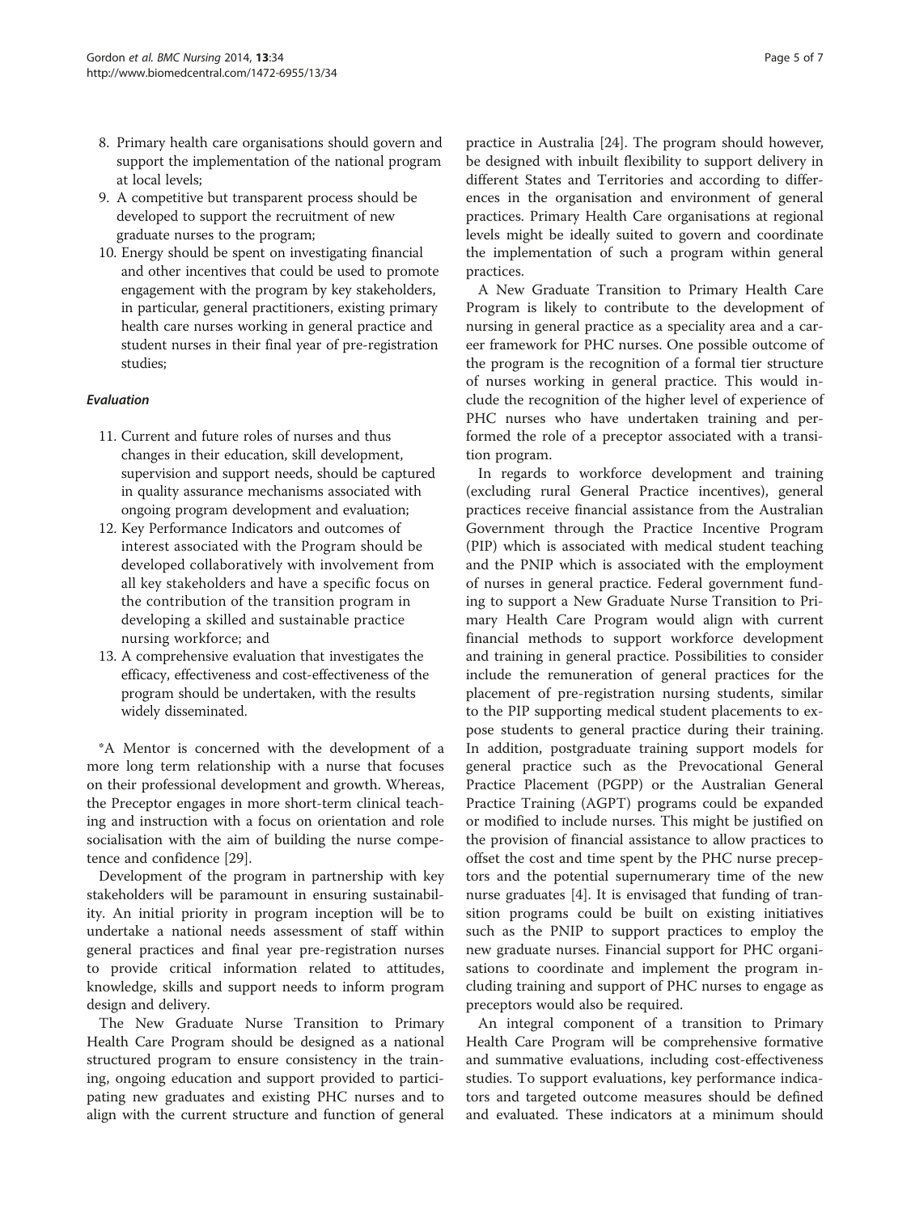8. Primary health care organisations should govern and support the implementation of the national program at local levels;
9. A competitive but transparent process should be developed to support the recruitment of new graduate nurses to the program;
10. Energy should be spent on investigating financial and other incentives that could be used to promote engagement with the program by key stakeholders, in particular, general practitioners, existing primary health care nurses working in general practice and student nurses in their final year of pre-registration studies;

#### *Evaluation*

11. Current and future roles of nurses and thus changes in their education, skill development, supervision and support needs, should be captured in quality assurance mechanisms associated with ongoing program development and evaluation;
12. Key Performance Indicators and outcomes of interest associated with the Program should be developed collaboratively with involvement from all key stakeholders and have a specific focus on the contribution of the transition program in developing a skilled and sustainable practice nursing workforce; and
13. A comprehensive evaluation that investigates the efficacy, effectiveness and cost-effectiveness of the program should be undertaken, with the results widely disseminated.

*A Mentor is concerned with the development of a more long term relationship with a nurse that focuses on their professional development and growth. Whereas, the Preceptor engages in more short-term clinical teaching and instruction with a focus on orientation and role socialisation with the aim of building the nurse competence and confidence [29].

Development of the program in partnership with key stakeholders will be paramount in ensuring sustainability. An initial priority in program inception will be to undertake a national needs assessment of staff within general practices and final year pre-registration nurses to provide critical information related to attitudes, knowledge, skills and support needs to inform program design and delivery.

The New Graduate Nurse Transition to Primary Health Care Program should be designed as a national structured program to ensure consistency in the training, ongoing education and support provided to participating new graduates and existing PHC nurses and to align with the current structure and function of general practice in Australia [24]. The program should however, be designed with inbuilt flexibility to support delivery in different States and Territories and according to differences in the organisation and environment of general practices. Primary Health Care organisations at regional levels might be ideally suited to govern and coordinate the implementation of such a program within general practices.

A New Graduate Transition to Primary Health Care Program is likely to contribute to the development of nursing in general practice as a speciality area and a career framework for PHC nurses. One possible outcome of the program is the recognition of a formal tier structure of nurses working in general practice. This would include the recognition of the higher level of experience of PHC nurses who have undertaken training and performed the role of a preceptor associated with a transition program.

In regards to workforce development and training (excluding rural General Practice incentives), general practices receive financial assistance from the Australian Government through the Practice Incentive Program (PIP) which is associated with medical student teaching and the PNIP which is associated with the employment of nurses in general practice. Federal government funding to support a New Graduate Nurse Transition to Primary Health Care Program would align with current financial methods to support workforce development and training in general practice. Possibilities to consider include the remuneration of general practices for the placement of pre-registration nursing students, similar to the PIP supporting medical student placements to expose students to general practice during their training. In addition, postgraduate training support models for general practice such as the Prevocational General Practice Placement (PGPP) or the Australian General Practice Training (AGPT) programs could be expanded or modified to include nurses. This might be justified on the provision of financial assistance to allow practices to offset the cost and time spent by the PHC nurse preceptors and the potential supernumerary time of the new nurse graduates [4]. It is envisaged that funding of transition programs could be built on existing initiatives such as the PNIP to support practices to employ the new graduate nurses. Financial support for PHC organisations to coordinate and implement the program including training and support of PHC nurses to engage as preceptors would also be required.

An integral component of a transition to Primary Health Care Program will be comprehensive formative and summative evaluations, including cost-effectiveness studies. To support evaluations, key performance indicators and targeted outcome measures should be defined and evaluated. These indicators at a minimum should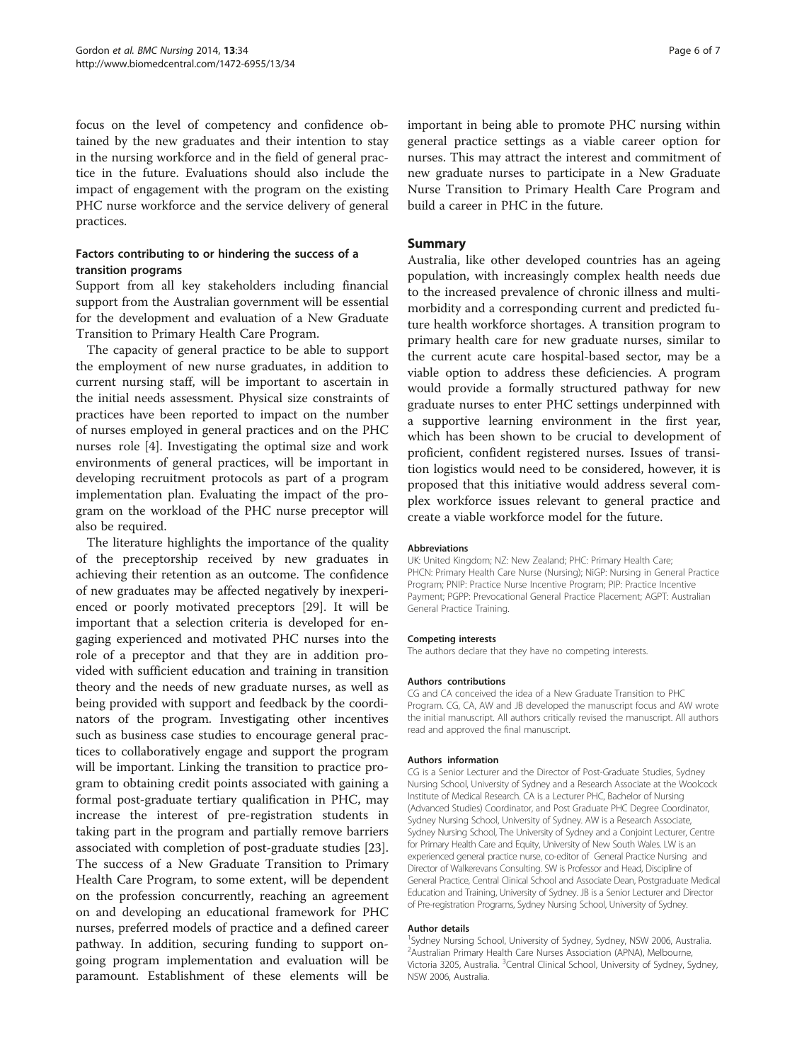focus on the level of competency and confidence obtained by the new graduates and their intention to stay in the nursing workforce and in the field of general practice in the future. Evaluations should also include the impact of engagement with the program on the existing PHC nurse workforce and the service delivery of general practices.

### Factors contributing to or hindering the success of a transition programs

Support from all key stakeholders including financial support from the Australian government will be essential for the development and evaluation of a New Graduate Transition to Primary Health Care Program.

The capacity of general practice to be able to support the employment of new nurse graduates, in addition to current nursing staff, will be important to ascertain in the initial needs assessment. Physical size constraints of practices have been reported to impact on the number of nurses employed in general practices and on the PHC nurses role [4]. Investigating the optimal size and work environments of general practices, will be important in developing recruitment protocols as part of a program implementation plan. Evaluating the impact of the program on the workload of the PHC nurse preceptor will also be required.

The literature highlights the importance of the quality of the preceptorship received by new graduates in achieving their retention as an outcome. The confidence of new graduates may be affected negatively by inexperienced or poorly motivated preceptors [29]. It will be important that a selection criteria is developed for engaging experienced and motivated PHC nurses into the role of a preceptor and that they are in addition provided with sufficient education and training in transition theory and the needs of new graduate nurses, as well as being provided with support and feedback by the coordinators of the program. Investigating other incentives such as business case studies to encourage general practices to collaboratively engage and support the program will be important. Linking the transition to practice program to obtaining credit points associated with gaining a formal post-graduate tertiary qualification in PHC, may increase the interest of pre-registration students in taking part in the program and partially remove barriers associated with completion of post-graduate studies [23]. The success of a New Graduate Transition to Primary Health Care Program, to some extent, will be dependent on the profession concurrently, reaching an agreement on and developing an educational framework for PHC nurses, preferred models of practice and a defined career pathway. In addition, securing funding to support ongoing program implementation and evaluation will be paramount. Establishment of these elements will be important in being able to promote PHC nursing within general practice settings as a viable career option for nurses. This may attract the interest and commitment of new graduate nurses to participate in a New Graduate Nurse Transition to Primary Health Care Program and build a career in PHC in the future.

## Summary

Australia, like other developed countries has an ageing population, with increasingly complex health needs due to the increased prevalence of chronic illness and multimorbidity and a corresponding current and predicted future health workforce shortages. A transition program to primary health care for new graduate nurses, similar to the current acute care hospital-based sector, may be a viable option to address these deficiencies. A program would provide a formally structured pathway for new graduate nurses to enter PHC settings underpinned with a supportive learning environment in the first year, which has been shown to be crucial to development of proficient, confident registered nurses. Issues of transition logistics would need to be considered, however, it is proposed that this initiative would address several complex workforce issues relevant to general practice and create a viable workforce model for the future.

#### Abbreviations

UK: United Kingdom; NZ: New Zealand; PHC: Primary Health Care; PHCN: Primary Health Care Nurse (Nursing); NiGP: Nursing in General Practice Program; PNIP: Practice Nurse Incentive Program; PIP: Practice Incentive Payment; PGPP: Prevocational General Practice Placement; AGPT: Australian General Practice Training.

#### Competing interests

The authors declare that they have no competing interests.

#### Authors contributions

CG and CA conceived the idea of a New Graduate Transition to PHC Program. CG, CA, AW and JB developed the manuscript focus and AW wrote the initial manuscript. All authors critically revised the manuscript. All authors read and approved the final manuscript.

#### Authors information

CG is a Senior Lecturer and the Director of Post-Graduate Studies, Sydney Nursing School, University of Sydney and a Research Associate at the Woolcock Institute of Medical Research. CA is a Lecturer PHC, Bachelor of Nursing (Advanced Studies) Coordinator, and Post Graduate PHC Degree Coordinator, Sydney Nursing School, University of Sydney. AW is a Research Associate, Sydney Nursing School, The University of Sydney and a Conjoint Lecturer, Centre for Primary Health Care and Equity, University of New South Wales. LW is an experienced general practice nurse, co-editor of General Practice Nursing and Director of Walkerevans Consulting. SW is Professor and Head, Discipline of General Practice, Central Clinical School and Associate Dean, Postgraduate Medical Education and Training, University of Sydney. JB is a Senior Lecturer and Director of Pre-registration Programs, Sydney Nursing School, University of Sydney.

#### Author details

[1]Sydney Nursing School, University of Sydney, Sydney, NSW 2006, Australia. [2]Australian Primary Health Care Nurses Association (APNA), Melbourne, Victoria 3205, Australia. [3]Central Clinical School, University of Sydney, Sydney, NSW 2006, Australia.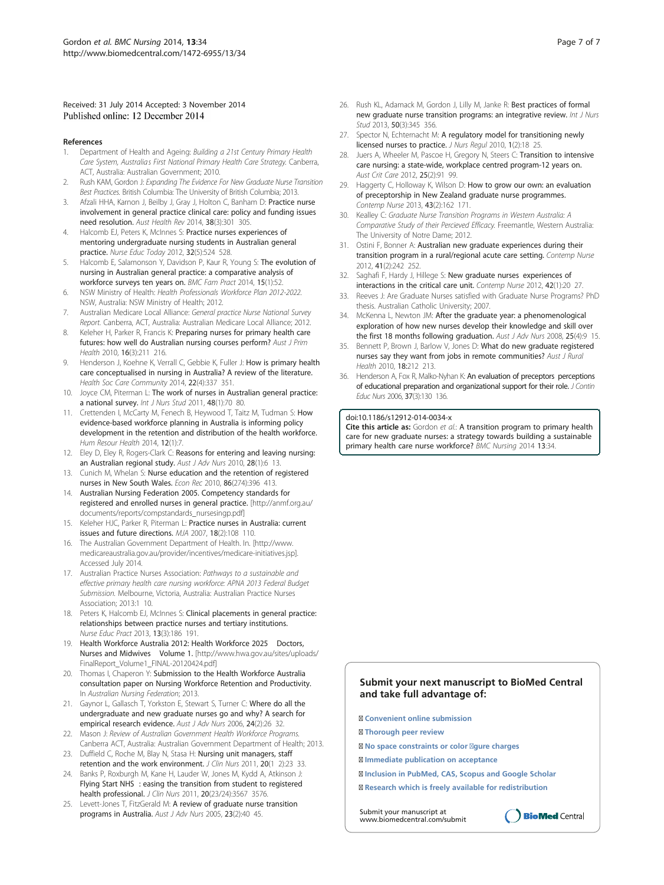Received: 31 July 2014 Accepted: 3 November 2014
Published online: 12 December 2014

## References

1. Department of Health and Ageing: *Building a 21st Century Primary Health Care System, Australias First National Primary Health Care Strategy.* Canberra, ACT, Australia: Australian Government; 2010.
2. Rush KAM, Gordon J: *Expanding The Evidence For New Graduate Nurse Transition Best Practices.* British Columbia: The University of British Columbia; 2013.
3. Afzali HHA, Karnon J, Beilby J, Gray J, Holton C, Banham D: **Practice nurse involvement in general practice clinical care: policy and funding issues need resolution.** *Aust Health Rev* 2014, **38**(3):301 305.
4. Halcomb EJ, Peters K, McInnes S: **Practice nurses experiences of mentoring undergraduate nursing students in Australian general practice.** *Nurse Educ Today* 2012, **32**(5):524 528.
5. Halcomb E, Salamonson Y, Davidson P, Kaur R, Young S: **The evolution of nursing in Australian general practice: a comparative analysis of workforce surveys ten years on.** *BMC Fam Pract* 2014, **15**(1):52.
6. NSW Ministry of Health: *Health Professionals Workforce Plan 2012-2022.* NSW, Australia: NSW Ministry of Health; 2012.
7. Australian Medicare Local Alliance: *General practice Nurse National Survey Report.* Canberra, ACT, Australia: Australian Medicare Local Alliance; 2012.
8. Keleher H, Parker R, Francis K: **Preparing nurses for primary health care futures: how well do Australian nursing courses perform?** *Aust J Prim Health* 2010, **16**(3):211 216.
9. Henderson J, Koehne K, Verrall C, Gebbie K, Fuller J: **How is primary health care conceptualised in nursing in Australia? A review of the literature.** *Health Soc Care Community* 2014, **22**(4):337 351.
10. Joyce CM, Piterman L: **The work of nurses in Australian general practice: a national survey.** *Int J Nurs Stud* 2011, **48**(1):70 80.
11. Crettenden I, McCarty M, Fenech B, Heywood T, Taitz M, Tudman S: **How evidence-based workforce planning in Australia is informing policy development in the retention and distribution of the health workforce.** *Hum Resour Health* 2014, **12**(1):7.
12. Eley D, Eley R, Rogers-Clark C: **Reasons for entering and leaving nursing: an Australian regional study.** *Aust J Adv Nurs* 2010, **28**(1):6 13.
13. Cunich M, Whelan S: **Nurse education and the retention of registered nurses in New South Wales.** *Econ Rec* 2010, **86**(274):396 413.
14. **Australian Nursing Federation 2005. Competency standards for registered and enrolled nurses in general practice.** [http://anmf.org.au/documents/reports/compstandards_nursesingp.pdf]
15. Keleher HJC, Parker R, Piterman L: **Practice nurses in Australia: current issues and future directions.** *MJA* 2007, **18**(2):108 110.
16. The Australian Government Department of Health. In. [http://www.medicareaustralia.gov.au/provider/incentives/medicare-initiatives.jsp]. Accessed July 2014.
17. Australian Practice Nurses Association: *Pathways to a sustainable and effective primary health care nursing workforce: APNA 2013 Federal Budget Submission.* Melbourne, Victoria, Australia: Australian Practice Nurses Association; 2013:1 10.
18. Peters K, Halcomb EJ, McInnes S: **Clinical placements in general practice: relationships between practice nurses and tertiary institutions.** *Nurse Educ Pract* 2013, **13**(3):186 191.
19. **Health Workforce Australia 2012: Health Workforce 2025 Doctors, Nurses and Midwives Volume 1.** [http://www.hwa.gov.au/sites/uploads/FinalReport_Volume1_FINAL-20120424.pdf]
20. Thomas I, Chaperon Y: **Submission to the Health Workforce Australia consultation paper on Nursing Workforce Retention and Productivity.** In *Australian Nursing Federation*; 2013.
21. Gaynor L, Gallasch T, Yorkston E, Stewart S, Turner C: **Where do all the undergraduate and new graduate nurses go and why? A search for empirical research evidence.** *Aust J Adv Nurs* 2006, **24**(2):26 32.
22. Mason J: *Review of Australian Government Health Workforce Programs.* Canberra ACT, Australia: Australian Government Department of Health; 2013.
23. Duffield C, Roche M, Blay N, Stasa H: **Nursing unit managers, staff retention and the work environment.** *J Clin Nurs* 2011, **20**(1 2):23 33.
24. Banks P, Roxburgh M, Kane H, Lauder W, Jones M, Kydd A, Atkinson J: **Flying Start NHS : easing the transition from student to registered health professional.** *J Clin Nurs* 2011, **20**(23/24):3567 3576.
25. Levett-Jones T, FitzGerald M: **A review of graduate nurse transition programs in Australia.** *Aust J Adv Nurs* 2005, **23**(2):40 45.
26. Rush KL, Adamack M, Gordon J, Lilly M, Janke R: **Best practices of formal new graduate nurse transition programs: an integrative review.** *Int J Nurs Stud* 2013, **50**(3):345 356.
27. Spector N, Echternacht M: **A regulatory model for transitioning newly licensed nurses to practice.** *J Nurs Regul* 2010, **1**(2):18 25.
28. Juers A, Wheeler M, Pascoe H, Gregory N, Steers C: **Transition to intensive care nursing: a state-wide, workplace centred program-12 years on.** *Aust Crit Care* 2012, **25**(2):91 99.
29. Haggerty C, Holloway K, Wilson D: **How to grow our own: an evaluation of preceptorship in New Zealand graduate nurse programmes.** *Contemp Nurse* 2013, **43**(2):162 171.
30. Kealley C: *Graduate Nurse Transition Programs in Western Australia: A Comparative Study of their Percieved Efficacy.* Freemantle, Western Australia: The University of Notre Dame; 2012.
31. Ostini F, Bonner A: **Australian new graduate experiences during their transition program in a rural/regional acute care setting.** *Contemp Nurse* 2012, **41**(2):242 252.
32. Saghafi F, Hardy J, Hillege S: **New graduate nurses experiences of interactions in the critical care unit.** *Contemp Nurse* 2012, **42**(1):20 27.
33. Reeves J: Are Graduate Nurses satisfied with Graduate Nurse Programs? PhD thesis. Australian Catholic University; 2007.
34. McKenna L, Newton JM: **After the graduate year: a phenomenological exploration of how new nurses develop their knowledge and skill over the first 18 months following graduation.** *Aust J Adv Nurs* 2008, **25**(4):9 15.
35. Bennett P, Brown J, Barlow V, Jones D: **What do new graduate registered nurses say they want from jobs in remote communities?** *Aust J Rural Health* 2010, **18**:212 213.
36. Henderson A, Fox R, Malko-Nyhan K: **An evaluation of preceptors perceptions of educational preparation and organizational support for their role.** *J Contin Educ Nurs* 2006, **37**(3):130 136.

doi:10.1186/s12912-014-0034-x
**Cite this article as:** Gordon *et al.*: A transition program to primary health care for new graduate nurses: a strategy towards building a sustainable primary health care nurse workforce? *BMC Nursing* 2014 **13**:34.

**Submit your next manuscript to BioMed Central and take full advantage of:**

- Convenient online submission
- Thorough peer review
- No space constraints or color figure charges
- Immediate publication on acceptance
- Inclusion in PubMed, CAS, Scopus and Google Scholar
- Research which is freely available for redistribution

Submit your manuscript at www.biomedcentral.com/submit